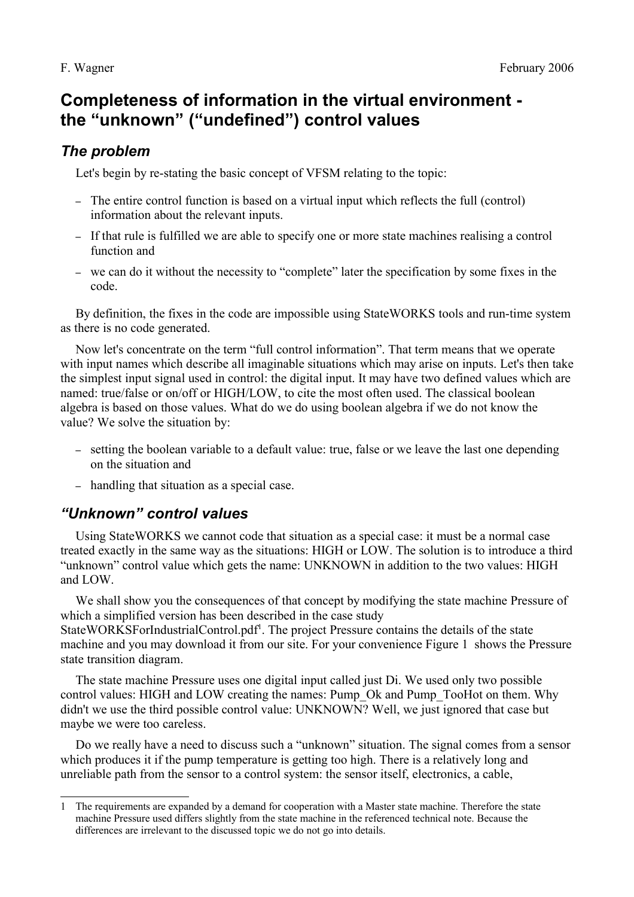# Completeness of information in the virtual environment - the “unknown” (“undefined”) control values

## *The problem*

Let's begin by re-stating the basic concept of VFSM relating to the topic:

- The entire control function is based on a virtual input which reflects the full (control) information about the relevant inputs.
- If that rule is fulfilled we are able to specify one or more state machines realising a control function and
- we can do it without the necessity to “complete” later the specification by some fixes in the code.

By definition, the fixes in the code are impossible using StateWORKS tools and run-time system as there is no code generated.

Now let's concentrate on the term “full control information”. That term means that we operate with input names which describe all imaginable situations which may arise on inputs. Let's then take the simplest input signal used in control: the digital input. It may have two defined values which are named: true/false or on/off or HIGH/LOW, to cite the most often used. The classical boolean algebra is based on those values. What do we do using boolean algebra if we do not know the value? We solve the situation by:

- setting the boolean variable to a default value: true, false or we leave the last one depending on the situation and
- handling that situation as a special case.

## *“Unknown” control values*

Using StateWORKS we cannot code that situation as a special case: it must be a normal case treated exactly in the same way as the situations: HIGH or LOW. The solution is to introduce a third “unknown” control value which gets the name: UNKNOWN in addition to the two values: HIGH and LOW.

We shall show you the consequences of that concept by modifying the state machine Pressure of which a simplified version has been described in the case study StateWORKSForIndustrialControl.pdf[1]. The project Pressure contains the details of the state machine and you may download it from our site. For your convenience Figure 1 shows the Pressure state transition diagram.

The state machine Pressure uses one digital input called just Di. We used only two possible control values: HIGH and LOW creating the names: Pump_Ok and Pump_TooHot on them. Why didn't we use the third possible control value: UNKNOWN? Well, we just ignored that case but maybe we were too careless.

Do we really have a need to discuss such a “unknown” situation. The signal comes from a sensor which produces it if the pump temperature is getting too high. There is a relatively long and unreliable path from the sensor to a control system: the sensor itself, electronics, a cable,

---

1 The requirements are expanded by a demand for cooperation with a Master state machine. Therefore the state machine Pressure used differs slightly from the state machine in the referenced technical note. Because the differences are irrelevant to the discussed topic we do not go into details.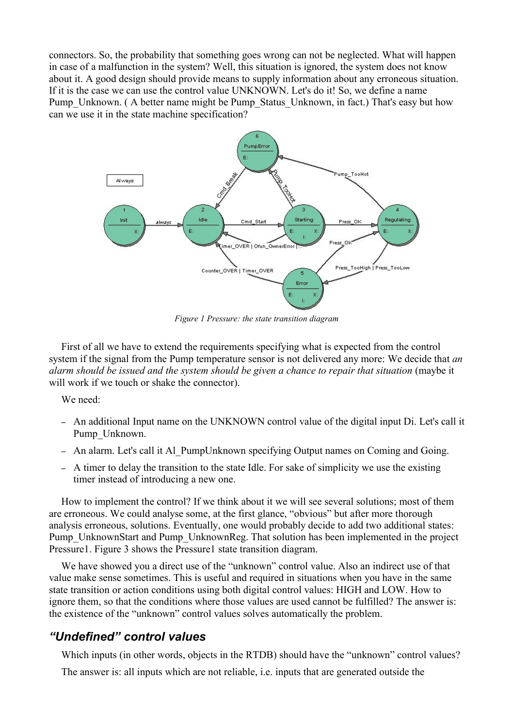connectors. So, the probability that something goes wrong can not be neglected. What will happen in case of a malfunction in the system? Well, this situation is ignored, the system does not know about it. A good design should provide means to supply information about any erroneous situation. If it is the case we can use the control value UNKNOWN. Let's do it! So, we define a name Pump_Unknown. ( A better name might be Pump_Status_Unknown, in fact.) That's easy but how can we use it in the state machine specification?

*Figure 1 Pressure: the state transition diagram*

First of all we have to extend the requirements specifying what is expected from the control system if the signal from the Pump temperature sensor is not delivered any more: We decide that *an alarm should be issued and the system should be given a chance to repair that situation* (maybe it will work if we touch or shake the connector).

We need:

- An additional Input name on the UNKNOWN control value of the digital input Di. Let's call it Pump_Unknown.
- An alarm. Let's call it Al_PumpUnknown specifying Output names on Coming and Going.
- A timer to delay the transition to the state Idle. For sake of simplicity we use the existing timer instead of introducing a new one.

How to implement the control? If we think about it we will see several solutions; most of them are erroneous. We could analyse some, at the first glance, "obvious" but after more thorough analysis erroneous, solutions. Eventually, one would probably decide to add two additional states: Pump_UnknownStart and Pump_UnknownReg. That solution has been implemented in the project Pressure1. Figure 3 shows the Pressure1 state transition diagram.

We have showed you a direct use of the "unknown" control value. Also an indirect use of that value make sense sometimes. This is useful and required in situations when you have in the same state transition or action conditions using both digital control values: HIGH and LOW. How to ignore them, so that the conditions where those values are used cannot be fulfilled? The answer is: the existence of the "unknown" control values solves automatically the problem.

## *"Undefined" control values*

Which inputs (in other words, objects in the RTDB) should have the "unknown" control values?

The answer is: all inputs which are not reliable, i.e. inputs that are generated outside the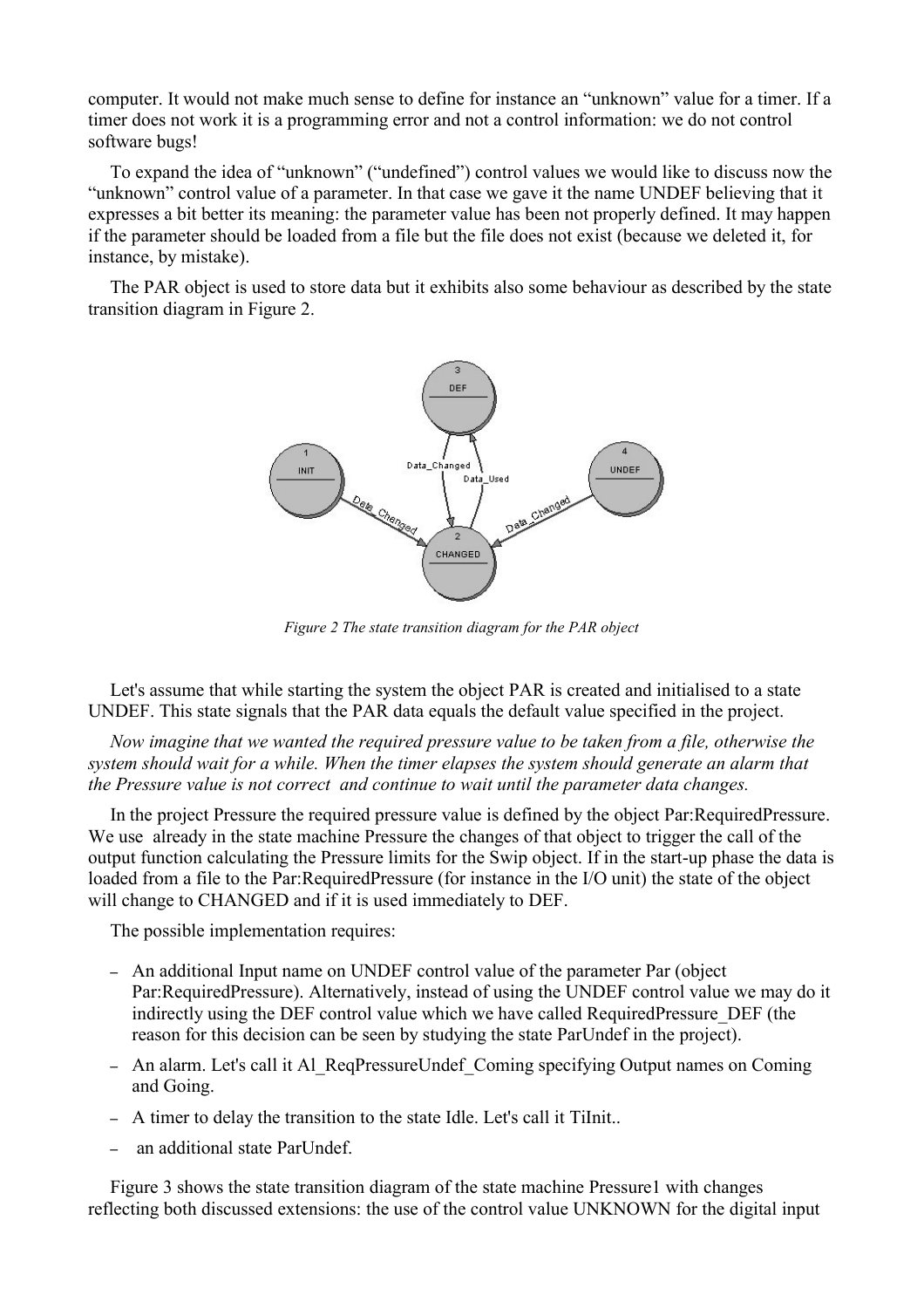computer. It would not make much sense to define for instance an "unknown" value for a timer. If a timer does not work it is a programming error and not a control information: we do not control software bugs!

To expand the idea of "unknown" ("undefined") control values we would like to discuss now the "unknown" control value of a parameter. In that case we gave it the name UNDEF believing that it expresses a bit better its meaning: the parameter value has been not properly defined. It may happen if the parameter should be loaded from a file but the file does not exist (because we deleted it, for instance, by mistake).

The PAR object is used to store data but it exhibits also some behaviour as described by the state transition diagram in Figure 2.

*Figure 2 The state transition diagram for the PAR object*

Let's assume that while starting the system the object PAR is created and initialised to a state UNDEF. This state signals that the PAR data equals the default value specified in the project.

*Now imagine that we wanted the required pressure value to be taken from a file, otherwise the system should wait for a while. When the timer elapses the system should generate an alarm that the Pressure value is not correct and continue to wait until the parameter data changes.*

In the project Pressure the required pressure value is defined by the object Par:RequiredPressure. We use already in the state machine Pressure the changes of that object to trigger the call of the output function calculating the Pressure limits for the Swip object. If in the start-up phase the data is loaded from a file to the Par:RequiredPressure (for instance in the I/O unit) the state of the object will change to CHANGED and if it is used immediately to DEF.

The possible implementation requires:

- An additional Input name on UNDEF control value of the parameter Par (object Par:RequiredPressure). Alternatively, instead of using the UNDEF control value we may do it indirectly using the DEF control value which we have called RequiredPressure_DEF (the reason for this decision can be seen by studying the state ParUndef in the project).
- An alarm. Let's call it Al_ReqPressureUndef_Coming specifying Output names on Coming and Going.
- A timer to delay the transition to the state Idle. Let's call it TiInit..
- an additional state ParUndef.

Figure 3 shows the state transition diagram of the state machine Pressure1 with changes reflecting both discussed extensions: the use of the control value UNKNOWN for the digital input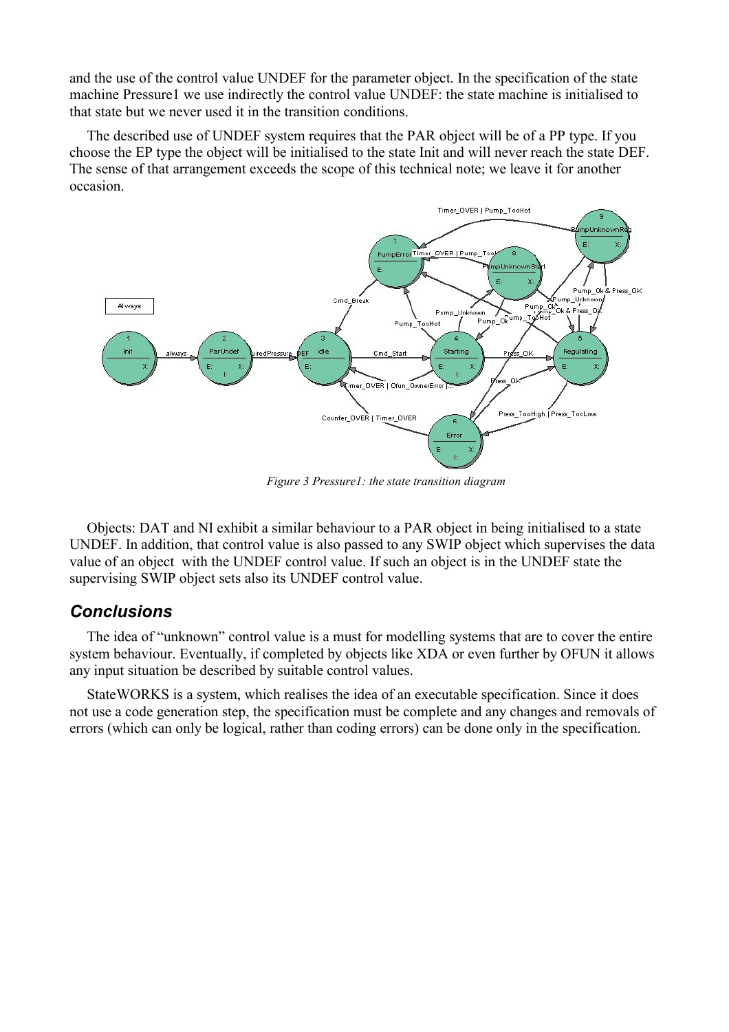and the use of the control value UNDEF for the parameter object. In the specification of the state machine Pressure1 we use indirectly the control value UNDEF: the state machine is initialised to that state but we never used it in the transition conditions.

The described use of UNDEF system requires that the PAR object will be of a PP type. If you choose the EP type the object will be initialised to the state Init and will never reach the state DEF. The sense of that arrangement exceeds the scope of this technical note; we leave it for another occasion.

Always

1 Init

2 ParUndef

3 Idle

4 Starting

5 Regulating

6 Error

7 PumpError

8 PumpUnknownStart

9 PumpUnknownReg

always

RequiredPressure_DEF

Cmd_Start

Cmd_Break

Press_OK

Pump_TooHot

Pump_Unknown

Pump_Ok

Pump_Ok & Press_OK

Timer_OVER | Pump_TooHot

Timer_OVER | Ofun_OwnerError |...

Press_TooHigh | Press_TooLow

Counter_OVER | Timer_OVER

*Figure 3 Pressure1: the state transition diagram*

Objects: DAT and NI exhibit a similar behaviour to a PAR object in being initialised to a state UNDEF. In addition, that control value is also passed to any SWIP object which supervises the data value of an object with the UNDEF control value. If such an object is in the UNDEF state the supervising SWIP object sets also its UNDEF control value.

## *Conclusions*

The idea of "unknown" control value is a must for modelling systems that are to cover the entire system behaviour. Eventually, if completed by objects like XDA or even further by OFUN it allows any input situation be described by suitable control values.

StateWORKS is a system, which realises the idea of an executable specification. Since it does not use a code generation step, the specification must be complete and any changes and removals of errors (which can only be logical, rather than coding errors) can be done only in the specification.